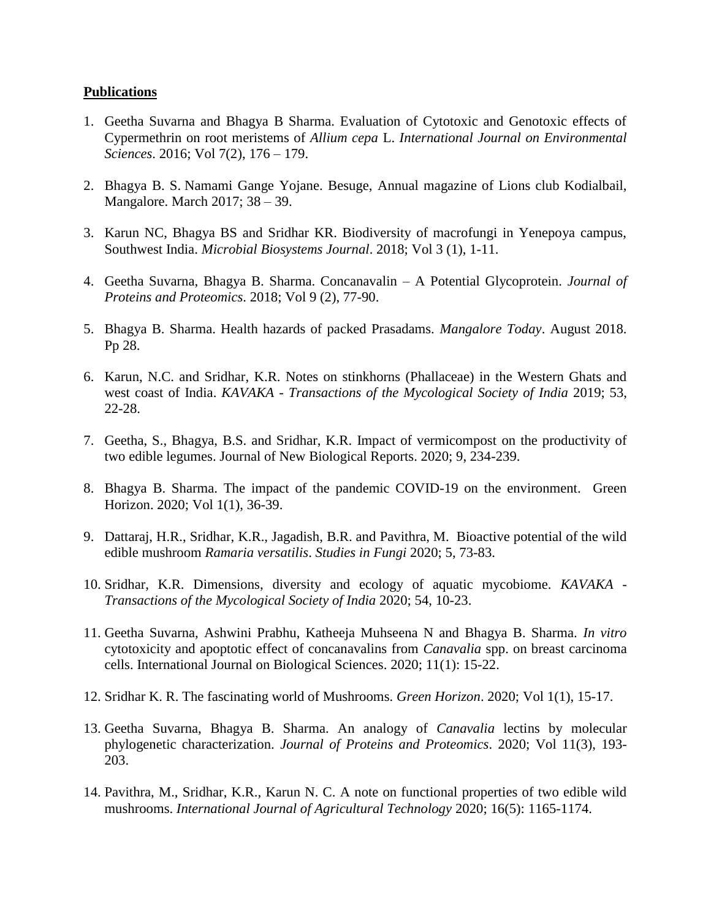## Publications

1. Geetha Suvarna and Bhagya B Sharma. Evaluation of Cytotoxic and Genotoxic effects of Cypermethrin on root meristems of *Allium cepa* L. *International Journal on Environmental Sciences*. 2016; Vol 7(2), 176 – 179.

2. Bhagya B. S. Namami Gange Yojane. Besuge, Annual magazine of Lions club Kodialbail, Mangalore. March 2017; 38 – 39.

3. Karun NC, Bhagya BS and Sridhar KR. Biodiversity of macrofungi in Yenepoya campus, Southwest India. *Microbial Biosystems Journal*. 2018; Vol 3 (1), 1-11.

4. Geetha Suvarna, Bhagya B. Sharma. Concanavalin – A Potential Glycoprotein. *Journal of Proteins and Proteomics*. 2018; Vol 9 (2), 77-90.

5. Bhagya B. Sharma. Health hazards of packed Prasadams. *Mangalore Today*. August 2018. Pp 28.

6. Karun, N.C. and Sridhar, K.R. Notes on stinkhorns (Phallaceae) in the Western Ghats and west coast of India. *KAVAKA - Transactions of the Mycological Society of India* 2019; 53, 22-28.

7. Geetha, S., Bhagya, B.S. and Sridhar, K.R. Impact of vermicompost on the productivity of two edible legumes. Journal of New Biological Reports. 2020; 9, 234-239.

8. Bhagya B. Sharma. The impact of the pandemic COVID-19 on the environment. Green Horizon. 2020; Vol 1(1), 36-39.

9. Dattaraj, H.R., Sridhar, K.R., Jagadish, B.R. and Pavithra, M. Bioactive potential of the wild edible mushroom *Ramaria versatilis*. *Studies in Fungi* 2020; 5, 73-83.

10. Sridhar, K.R. Dimensions, diversity and ecology of aquatic mycobiome. *KAVAKA - Transactions of the Mycological Society of India* 2020; 54, 10-23.

11. Geetha Suvarna, Ashwini Prabhu, Katheeja Muhseena N and Bhagya B. Sharma. *In vitro* cytotoxicity and apoptotic effect of concanavalins from *Canavalia* spp. on breast carcinoma cells. International Journal on Biological Sciences. 2020; 11(1): 15-22.

12. Sridhar K. R. The fascinating world of Mushrooms. *Green Horizon*. 2020; Vol 1(1), 15-17.

13. Geetha Suvarna, Bhagya B. Sharma. An analogy of *Canavalia* lectins by molecular phylogenetic characterization. *Journal of Proteins and Proteomics*. 2020; Vol 11(3), 193-203.

14. Pavithra, M., Sridhar, K.R., Karun N. C. A note on functional properties of two edible wild mushrooms. *International Journal of Agricultural Technology* 2020; 16(5): 1165-1174.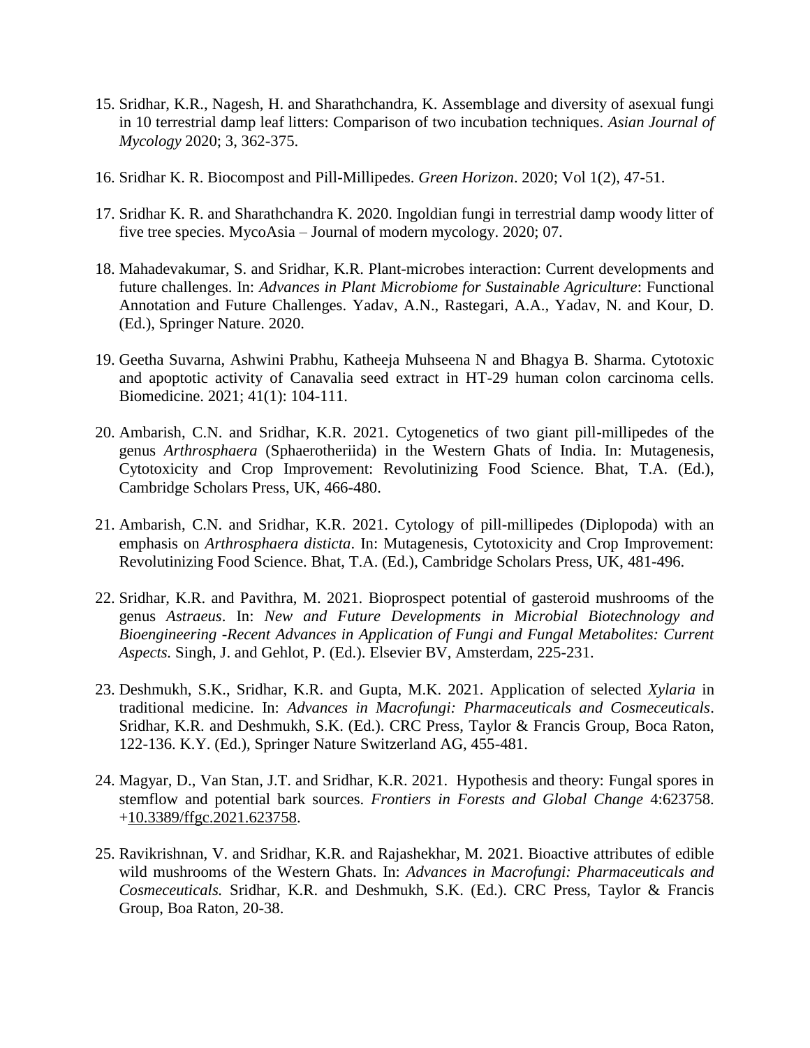15. Sridhar, K.R., Nagesh, H. and Sharathchandra, K. Assemblage and diversity of asexual fungi in 10 terrestrial damp leaf litters: Comparison of two incubation techniques. *Asian Journal of Mycology* 2020; 3, 362-375.

16. Sridhar K. R. Biocompost and Pill-Millipedes. *Green Horizon*. 2020; Vol 1(2), 47-51.

17. Sridhar K. R. and Sharathchandra K. 2020. Ingoldian fungi in terrestrial damp woody litter of five tree species. MycoAsia – Journal of modern mycology. 2020; 07.

18. Mahadevakumar, S. and Sridhar, K.R. Plant-microbes interaction: Current developments and future challenges. In: *Advances in Plant Microbiome for Sustainable Agriculture*: Functional Annotation and Future Challenges. Yadav, A.N., Rastegari, A.A., Yadav, N. and Kour, D. (Ed.), Springer Nature. 2020.

19. Geetha Suvarna, Ashwini Prabhu, Katheeja Muhseena N and Bhagya B. Sharma. Cytotoxic and apoptotic activity of Canavalia seed extract in HT-29 human colon carcinoma cells. Biomedicine. 2021; 41(1): 104-111.

20. Ambarish, C.N. and Sridhar, K.R. 2021. Cytogenetics of two giant pill-millipedes of the genus *Arthrosphaera* (Sphaerotheriida) in the Western Ghats of India. In: Mutagenesis, Cytotoxicity and Crop Improvement: Revolutinizing Food Science. Bhat, T.A. (Ed.), Cambridge Scholars Press, UK, 466-480.

21. Ambarish, C.N. and Sridhar, K.R. 2021. Cytology of pill-millipedes (Diplopoda) with an emphasis on *Arthrosphaera disticta*. In: Mutagenesis, Cytotoxicity and Crop Improvement: Revolutinizing Food Science. Bhat, T.A. (Ed.), Cambridge Scholars Press, UK, 481-496.

22. Sridhar, K.R. and Pavithra, M. 2021. Bioprospect potential of gasteroid mushrooms of the genus *Astraeus*. In: *New and Future Developments in Microbial Biotechnology and Bioengineering -Recent Advances in Application of Fungi and Fungal Metabolites: Current Aspects.* Singh, J. and Gehlot, P. (Ed.). Elsevier BV, Amsterdam, 225-231.

23. Deshmukh, S.K., Sridhar, K.R. and Gupta, M.K. 2021. Application of selected *Xylaria* in traditional medicine. In: *Advances in Macrofungi: Pharmaceuticals and Cosmeceuticals*. Sridhar, K.R. and Deshmukh, S.K. (Ed.). CRC Press, Taylor & Francis Group, Boca Raton, 122-136. K.Y. (Ed.), Springer Nature Switzerland AG, 455-481.

24. Magyar, D., Van Stan, J.T. and Sridhar, K.R. 2021. Hypothesis and theory: Fungal spores in stemflow and potential bark sources. *Frontiers in Forests and Global Change* 4:623758. +10.3389/ffgc.2021.623758.

25. Ravikrishnan, V. and Sridhar, K.R. and Rajashekhar, M. 2021. Bioactive attributes of edible wild mushrooms of the Western Ghats. In: *Advances in Macrofungi: Pharmaceuticals and Cosmeceuticals.* Sridhar, K.R. and Deshmukh, S.K. (Ed.). CRC Press, Taylor & Francis Group, Boa Raton, 20-38.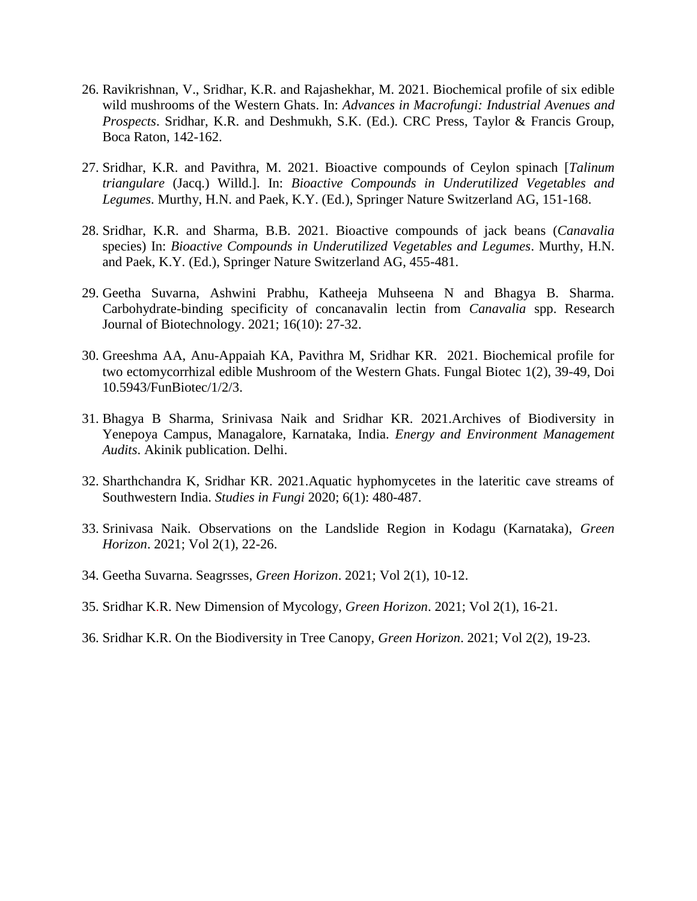26. Ravikrishnan, V., Sridhar, K.R. and Rajashekhar, M. 2021. Biochemical profile of six edible wild mushrooms of the Western Ghats. In: *Advances in Macrofungi: Industrial Avenues and Prospects*. Sridhar, K.R. and Deshmukh, S.K. (Ed.). CRC Press, Taylor & Francis Group, Boca Raton, 142-162.

27. Sridhar, K.R. and Pavithra, M. 2021. Bioactive compounds of Ceylon spinach [*Talinum triangulare* (Jacq.) Willd.]. In: *Bioactive Compounds in Underutilized Vegetables and Legumes*. Murthy, H.N. and Paek, K.Y. (Ed.), Springer Nature Switzerland AG, 151-168.

28. Sridhar, K.R. and Sharma, B.B. 2021. Bioactive compounds of jack beans (*Canavalia* species) In: *Bioactive Compounds in Underutilized Vegetables and Legumes*. Murthy, H.N. and Paek, K.Y. (Ed.), Springer Nature Switzerland AG, 455-481.

29. Geetha Suvarna, Ashwini Prabhu, Katheeja Muhseena N and Bhagya B. Sharma. Carbohydrate-binding specificity of concanavalin lectin from *Canavalia* spp. Research Journal of Biotechnology. 2021; 16(10): 27-32.

30. Greeshma AA, Anu-Appaiah KA, Pavithra M, Sridhar KR. 2021. Biochemical profile for two ectomycorrhizal edible Mushroom of the Western Ghats. Fungal Biotec 1(2), 39-49, Doi 10.5943/FunBiotec/1/2/3.

31. Bhagya B Sharma, Srinivasa Naik and Sridhar KR. 2021.Archives of Biodiversity in Yenepoya Campus, Managalore, Karnataka, India. *Energy and Environment Management Audits*. Akinik publication. Delhi.

32. Sharthchandra K, Sridhar KR. 2021.Aquatic hyphomycetes in the lateritic cave streams of Southwestern India. *Studies in Fungi* 2020; 6(1): 480-487.

33. Srinivasa Naik. Observations on the Landslide Region in Kodagu (Karnataka), *Green Horizon*. 2021; Vol 2(1), 22-26.

34. Geetha Suvarna. Seagrsses, *Green Horizon*. 2021; Vol 2(1), 10-12.

35. Sridhar K.R. New Dimension of Mycology, *Green Horizon*. 2021; Vol 2(1), 16-21.

36. Sridhar K.R. On the Biodiversity in Tree Canopy, *Green Horizon*. 2021; Vol 2(2), 19-23.